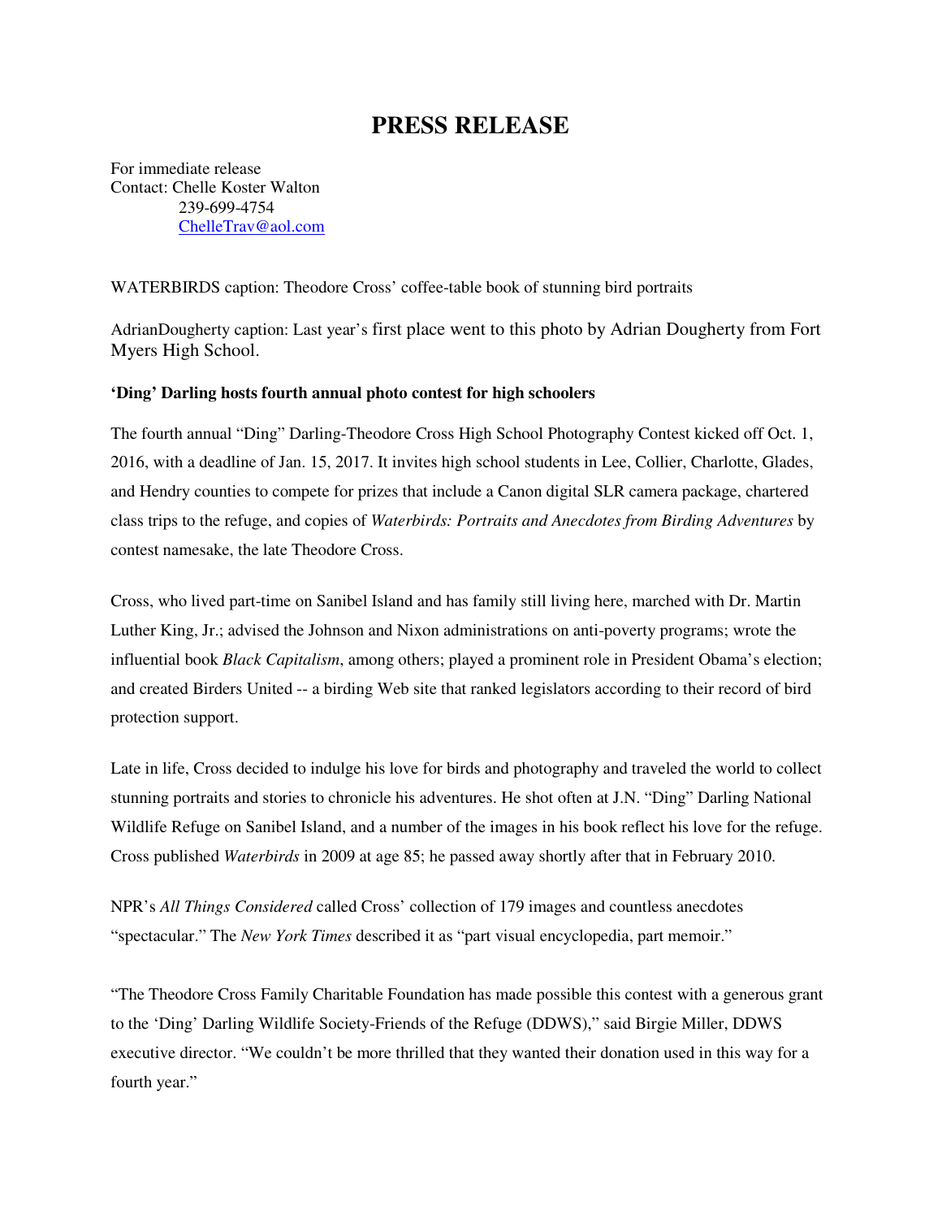# PRESS RELEASE

For immediate release
Contact: Chelle Koster Walton
239-699-4754
ChelleTrav@aol.com

WATERBIRDS caption: Theodore Cross' coffee-table book of stunning bird portraits

AdrianDougherty caption: Last year's first place went to this photo by Adrian Dougherty from Fort Myers High School.

**'Ding' Darling hosts fourth annual photo contest for high schoolers**

The fourth annual "Ding" Darling-Theodore Cross High School Photography Contest kicked off Oct. 1, 2016, with a deadline of Jan. 15, 2017. It invites high school students in Lee, Collier, Charlotte, Glades, and Hendry counties to compete for prizes that include a Canon digital SLR camera package, chartered class trips to the refuge, and copies of *Waterbirds: Portraits and Anecdotes from Birding Adventures* by contest namesake, the late Theodore Cross.

Cross, who lived part-time on Sanibel Island and has family still living here, marched with Dr. Martin Luther King, Jr.; advised the Johnson and Nixon administrations on anti-poverty programs; wrote the influential book *Black Capitalism*, among others; played a prominent role in President Obama's election; and created Birders United -- a birding Web site that ranked legislators according to their record of bird protection support.

Late in life, Cross decided to indulge his love for birds and photography and traveled the world to collect stunning portraits and stories to chronicle his adventures. He shot often at J.N. "Ding" Darling National Wildlife Refuge on Sanibel Island, and a number of the images in his book reflect his love for the refuge. Cross published *Waterbirds* in 2009 at age 85; he passed away shortly after that in February 2010.

NPR's *All Things Considered* called Cross' collection of 179 images and countless anecdotes "spectacular." The *New York Times* described it as "part visual encyclopedia, part memoir."

"The Theodore Cross Family Charitable Foundation has made possible this contest with a generous grant to the 'Ding' Darling Wildlife Society-Friends of the Refuge (DDWS)," said Birgie Miller, DDWS executive director. "We couldn't be more thrilled that they wanted their donation used in this way for a fourth year."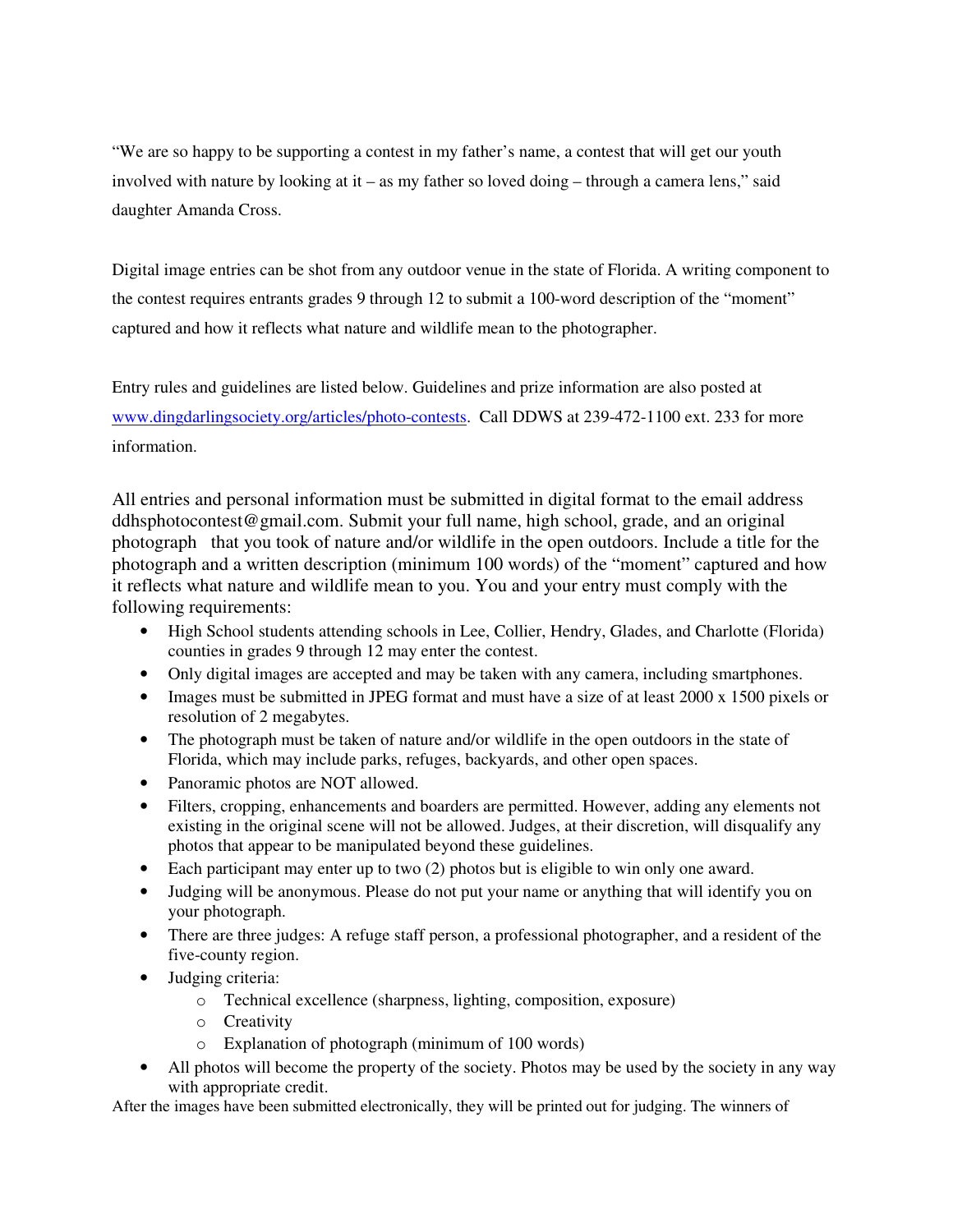"We are so happy to be supporting a contest in my father's name, a contest that will get our youth involved with nature by looking at it – as my father so loved doing – through a camera lens," said daughter Amanda Cross.

Digital image entries can be shot from any outdoor venue in the state of Florida. A writing component to the contest requires entrants grades 9 through 12 to submit a 100-word description of the "moment" captured and how it reflects what nature and wildlife mean to the photographer.

Entry rules and guidelines are listed below. Guidelines and prize information are also posted at www.dingdarlingsociety.org/articles/photo-contests. Call DDWS at 239-472-1100 ext. 233 for more information.

All entries and personal information must be submitted in digital format to the email address ddhsphotocontest@gmail.com. Submit your full name, high school, grade, and an original photograph that you took of nature and/or wildlife in the open outdoors. Include a title for the photograph and a written description (minimum 100 words) of the "moment" captured and how it reflects what nature and wildlife mean to you. You and your entry must comply with the following requirements:

- High School students attending schools in Lee, Collier, Hendry, Glades, and Charlotte (Florida) counties in grades 9 through 12 may enter the contest.
- Only digital images are accepted and may be taken with any camera, including smartphones.
- Images must be submitted in JPEG format and must have a size of at least 2000 x 1500 pixels or resolution of 2 megabytes.
- The photograph must be taken of nature and/or wildlife in the open outdoors in the state of Florida, which may include parks, refuges, backyards, and other open spaces.
- Panoramic photos are NOT allowed.
- Filters, cropping, enhancements and boarders are permitted. However, adding any elements not existing in the original scene will not be allowed. Judges, at their discretion, will disqualify any photos that appear to be manipulated beyond these guidelines.
- Each participant may enter up to two (2) photos but is eligible to win only one award.
- Judging will be anonymous. Please do not put your name or anything that will identify you on your photograph.
- There are three judges: A refuge staff person, a professional photographer, and a resident of the five-county region.
- Judging criteria:
  - Technical excellence (sharpness, lighting, composition, exposure)
  - Creativity
  - Explanation of photograph (minimum of 100 words)
- All photos will become the property of the society. Photos may be used by the society in any way with appropriate credit.

After the images have been submitted electronically, they will be printed out for judging. The winners of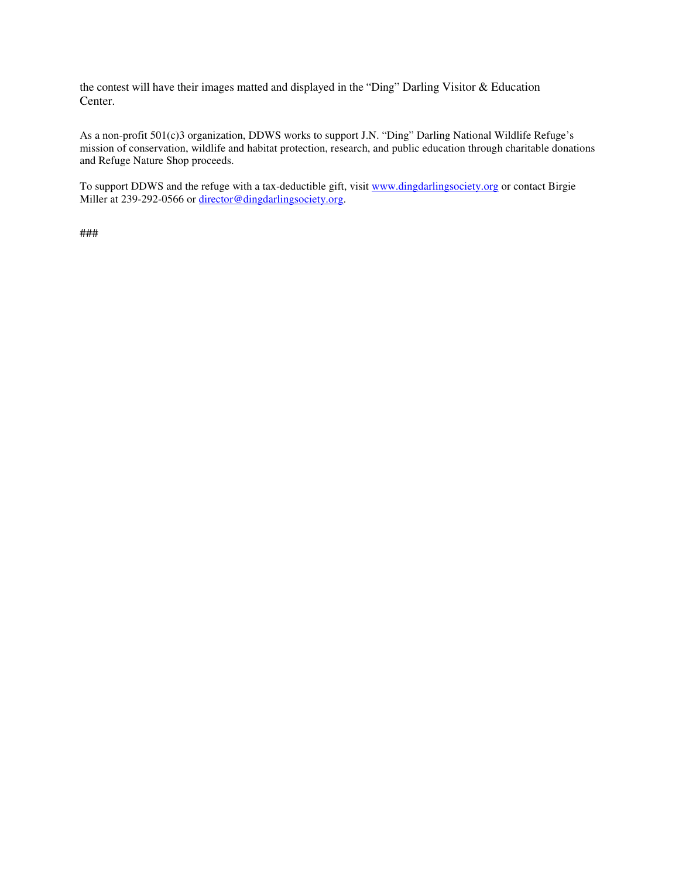the contest will have their images matted and displayed in the "Ding" Darling Visitor & Education Center.

As a non-profit 501(c)3 organization, DDWS works to support J.N. "Ding" Darling National Wildlife Refuge's mission of conservation, wildlife and habitat protection, research, and public education through charitable donations and Refuge Nature Shop proceeds.

To support DDWS and the refuge with a tax-deductible gift, visit www.dingdarlingsociety.org or contact Birgie Miller at 239-292-0566 or director@dingdarlingsociety.org.

###